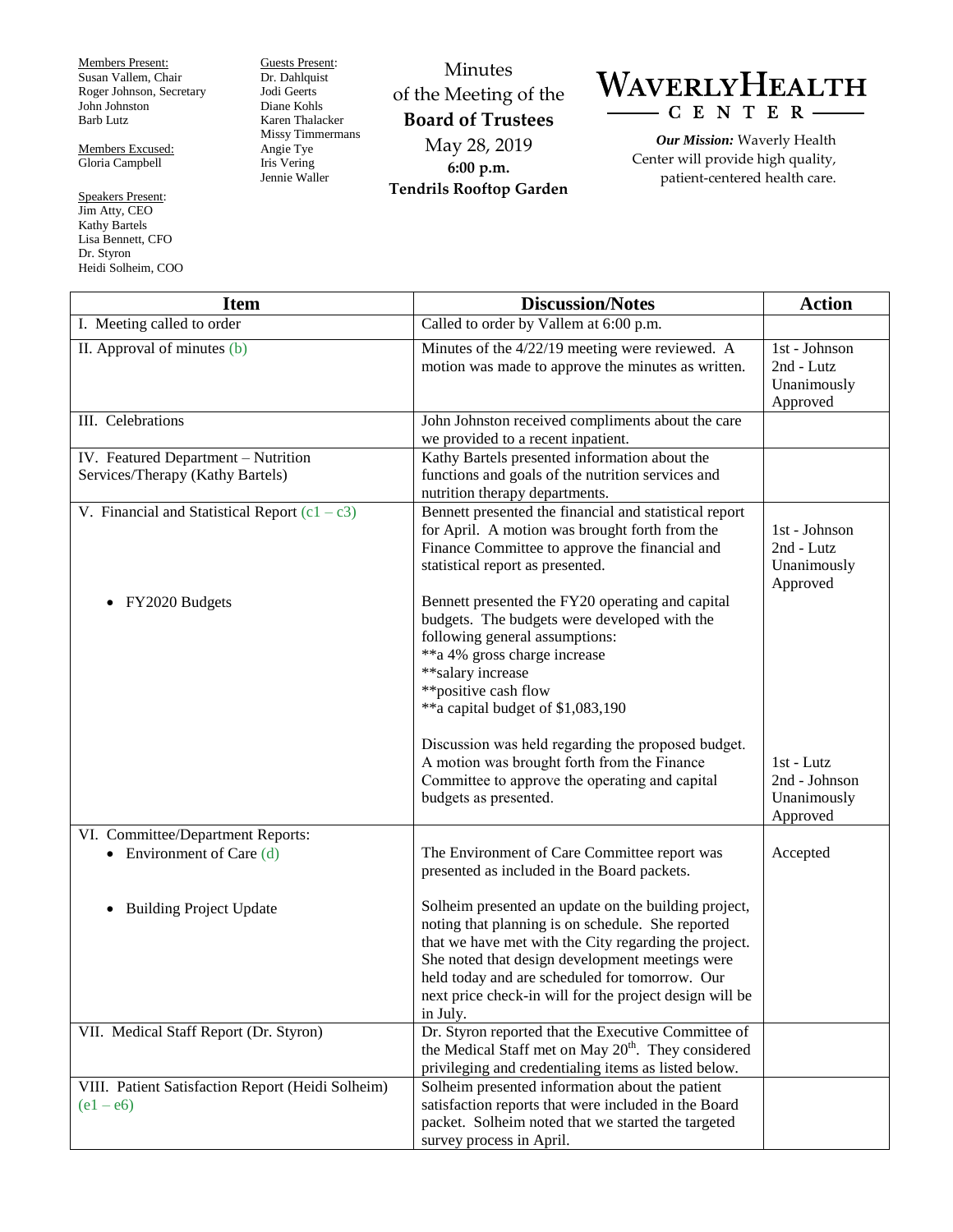Members Present:
Susan Vallem, Chair
Roger Johnson, Secretary
John Johnston
Barb Lutz

Members Excused:
Gloria Campbell

Speakers Present:
Jim Atty, CEO
Kathy Bartels
Lisa Bennett, CFO
Dr. Styron
Heidi Solheim, COO

Guests Present:
Dr. Dahlquist
Jodi Geerts
Diane Kohls
Karen Thalacker
Missy Timmermans
Angie Tye
Iris Vering
Jennie Waller

Minutes
of the Meeting of the
**Board of Trustees**
May 28, 2019
**6:00 p.m.**
**Tendrils Rooftop Garden**

# WAVERLY HEALTH CENTER

***Our Mission:*** Waverly Health Center will provide high quality, patient-centered health care.

| Item | Discussion/Notes | Action |
|---|---|---|
| I. Meeting called to order | Called to order by Vallem at 6:00 p.m. | |
| II. Approval of minutes (b) | Minutes of the 4/22/19 meeting were reviewed. A motion was made to approve the minutes as written. | 1st - Johnson<br>2nd - Lutz<br>Unanimously Approved |
| III. Celebrations | John Johnston received compliments about the care we provided to a recent inpatient. | |
| IV. Featured Department – Nutrition Services/Therapy (Kathy Bartels) | Kathy Bartels presented information about the functions and goals of the nutrition services and nutrition therapy departments. | |
| V. Financial and Statistical Report (c1 – c3) | Bennett presented the financial and statistical report for April. A motion was brought forth from the Finance Committee to approve the financial and statistical report as presented. | 1st - Johnson<br>2nd - Lutz<br>Unanimously Approved |
| • FY2020 Budgets | Bennett presented the FY20 operating and capital budgets. The budgets were developed with the following general assumptions:<br>**a 4% gross charge increase<br>**salary increase<br>**positive cash flow<br>**a capital budget of $1,083,190<br><br>Discussion was held regarding the proposed budget. A motion was brought forth from the Finance Committee to approve the operating and capital budgets as presented. | 1st - Lutz<br>2nd - Johnson<br>Unanimously Approved |
| VI. Committee/Department Reports:<br>• Environment of Care (d) | The Environment of Care Committee report was presented as included in the Board packets. | Accepted |
| • Building Project Update | Solheim presented an update on the building project, noting that planning is on schedule. She reported that we have met with the City regarding the project. She noted that design development meetings were held today and are scheduled for tomorrow. Our next price check-in will for the project design will be in July. | |
| VII. Medical Staff Report (Dr. Styron) | Dr. Styron reported that the Executive Committee of the Medical Staff met on May 20th. They considered privileging and credentialing items as listed below. | |
| VIII. Patient Satisfaction Report (Heidi Solheim) (e1 – e6) | Solheim presented information about the patient satisfaction reports that were included in the Board packet. Solheim noted that we started the targeted survey process in April. | |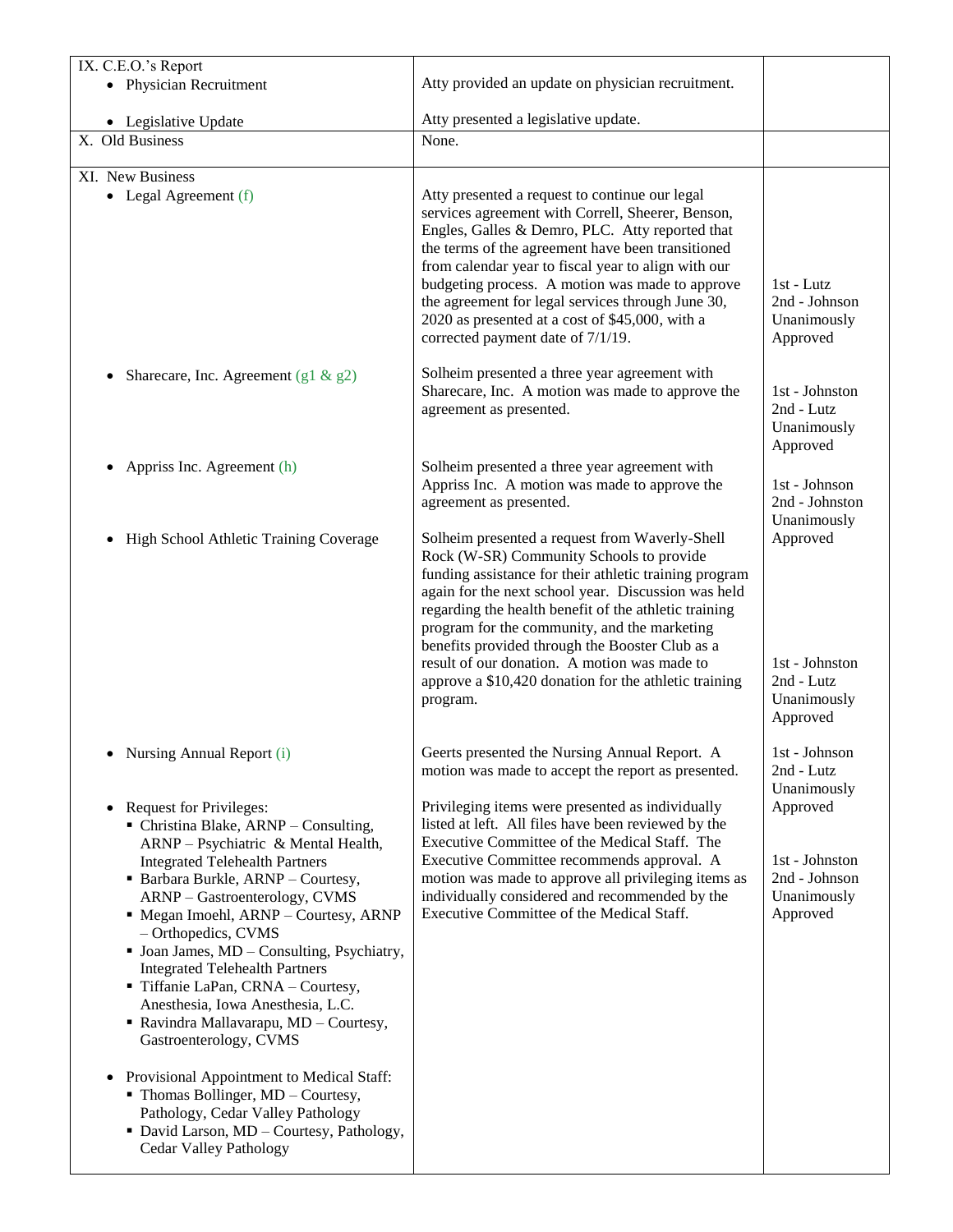| | | |
|---|---|---|
| IX. C.E.O.'s Report<br>• Physician Recruitment<br><br>• Legislative Update | Atty provided an update on physician recruitment.<br><br>Atty presented a legislative update. | |
| X. Old Business | None. | |
| XI. New Business<br>• Legal Agreement (f) | Atty presented a request to continue our legal services agreement with Correll, Sheerer, Benson, Engles, Galles & Demro, PLC. Atty reported that the terms of the agreement have been transitioned from calendar year to fiscal year to align with our budgeting process. A motion was made to approve the agreement for legal services through June 30, 2020 as presented at a cost of $45,000, with a corrected payment date of 7/1/19. | 1st - Lutz<br>2nd - Johnson<br>Unanimously Approved |
| • Sharecare, Inc. Agreement (g1 & g2) | Solheim presented a three year agreement with Sharecare, Inc. A motion was made to approve the agreement as presented. | 1st - Johnston<br>2nd - Lutz<br>Unanimously Approved |
| • Appriss Inc. Agreement (h) | Solheim presented a three year agreement with Appriss Inc. A motion was made to approve the agreement as presented. | 1st - Johnson<br>2nd - Johnston<br>Unanimously Approved |
| • High School Athletic Training Coverage | Solheim presented a request from Waverly-Shell Rock (W-SR) Community Schools to provide funding assistance for their athletic training program again for the next school year. Discussion was held regarding the health benefit of the athletic training program for the community, and the marketing benefits provided through the Booster Club as a result of our donation. A motion was made to approve a $10,420 donation for the athletic training program. | 1st - Johnston<br>2nd - Lutz<br>Unanimously Approved |
| • Nursing Annual Report (i) | Geerts presented the Nursing Annual Report. A motion was made to accept the report as presented. | 1st - Johnson<br>2nd - Lutz<br>Unanimously Approved |
| • Request for Privileges:<br>▪ Christina Blake, ARNP – Consulting, ARNP – Psychiatric & Mental Health, Integrated Telehealth Partners<br>▪ Barbara Burkle, ARNP – Courtesy, ARNP – Gastroenterology, CVMS<br>▪ Megan Imoehl, ARNP – Courtesy, ARNP – Orthopedics, CVMS<br>▪ Joan James, MD – Consulting, Psychiatry, Integrated Telehealth Partners<br>▪ Tiffanie LaPan, CRNA – Courtesy, Anesthesia, Iowa Anesthesia, L.C.<br>▪ Ravindra Mallavarapu, MD – Courtesy, Gastroenterology, CVMS<br><br>• Provisional Appointment to Medical Staff:<br>▪ Thomas Bollinger, MD – Courtesy, Pathology, Cedar Valley Pathology<br>▪ David Larson, MD – Courtesy, Pathology, Cedar Valley Pathology | Privileging items were presented as individually listed at left. All files have been reviewed by the Executive Committee of the Medical Staff. The Executive Committee recommends approval. A motion was made to approve all privileging items as individually considered and recommended by the Executive Committee of the Medical Staff. | 1st - Johnston<br>2nd - Johnson<br>Unanimously Approved |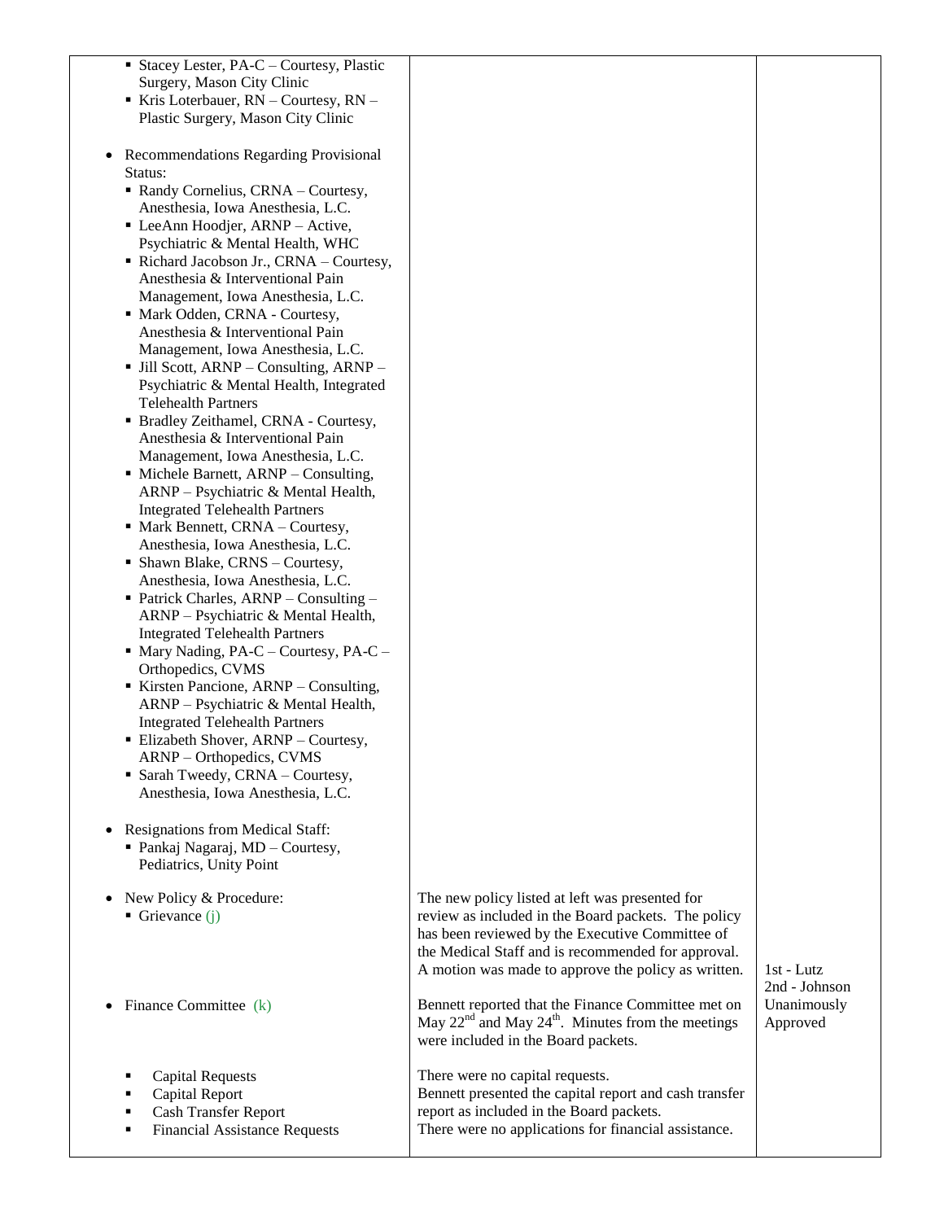| | | |
|---|---|---|
| ▪ Stacey Lester, PA-C – Courtesy, Plastic Surgery, Mason City Clinic<br>▪ Kris Loterbauer, RN – Courtesy, RN – Plastic Surgery, Mason City Clinic<br><br>• Recommendations Regarding Provisional Status:<br>▪ Randy Cornelius, CRNA – Courtesy, Anesthesia, Iowa Anesthesia, L.C.<br>▪ LeeAnn Hoodjer, ARNP – Active, Psychiatric & Mental Health, WHC<br>▪ Richard Jacobson Jr., CRNA – Courtesy, Anesthesia & Interventional Pain Management, Iowa Anesthesia, L.C.<br>▪ Mark Odden, CRNA - Courtesy, Anesthesia & Interventional Pain Management, Iowa Anesthesia, L.C.<br>▪ Jill Scott, ARNP – Consulting, ARNP – Psychiatric & Mental Health, Integrated Telehealth Partners<br>▪ Bradley Zeithamel, CRNA - Courtesy, Anesthesia & Interventional Pain Management, Iowa Anesthesia, L.C.<br>▪ Michele Barnett, ARNP – Consulting, ARNP – Psychiatric & Mental Health, Integrated Telehealth Partners<br>▪ Mark Bennett, CRNA – Courtesy, Anesthesia, Iowa Anesthesia, L.C.<br>▪ Shawn Blake, CRNS – Courtesy, Anesthesia, Iowa Anesthesia, L.C.<br>▪ Patrick Charles, ARNP – Consulting – ARNP – Psychiatric & Mental Health, Integrated Telehealth Partners<br>▪ Mary Nading, PA-C – Courtesy, PA-C – Orthopedics, CVMS<br>▪ Kirsten Pancione, ARNP – Consulting, ARNP – Psychiatric & Mental Health, Integrated Telehealth Partners<br>▪ Elizabeth Shover, ARNP – Courtesy, ARNP – Orthopedics, CVMS<br>▪ Sarah Tweedy, CRNA – Courtesy, Anesthesia, Iowa Anesthesia, L.C.<br><br>• Resignations from Medical Staff:<br>▪ Pankaj Nagaraj, MD – Courtesy, Pediatrics, Unity Point | | |
| • New Policy & Procedure:<br>▪ Grievance (j) | The new policy listed at left was presented for review as included in the Board packets. The policy has been reviewed by the Executive Committee of the Medical Staff and is recommended for approval. A motion was made to approve the policy as written. | 1st - Lutz<br>2nd - Johnson<br>Unanimously Approved |
| • Finance Committee (k) | Bennett reported that the Finance Committee met on May 22nd and May 24th. Minutes from the meetings were included in the Board packets. | |
| ▪ Capital Requests<br>▪ Capital Report<br>▪ Cash Transfer Report<br>▪ Financial Assistance Requests | There were no capital requests.<br>Bennett presented the capital report and cash transfer report as included in the Board packets.<br>There were no applications for financial assistance. | |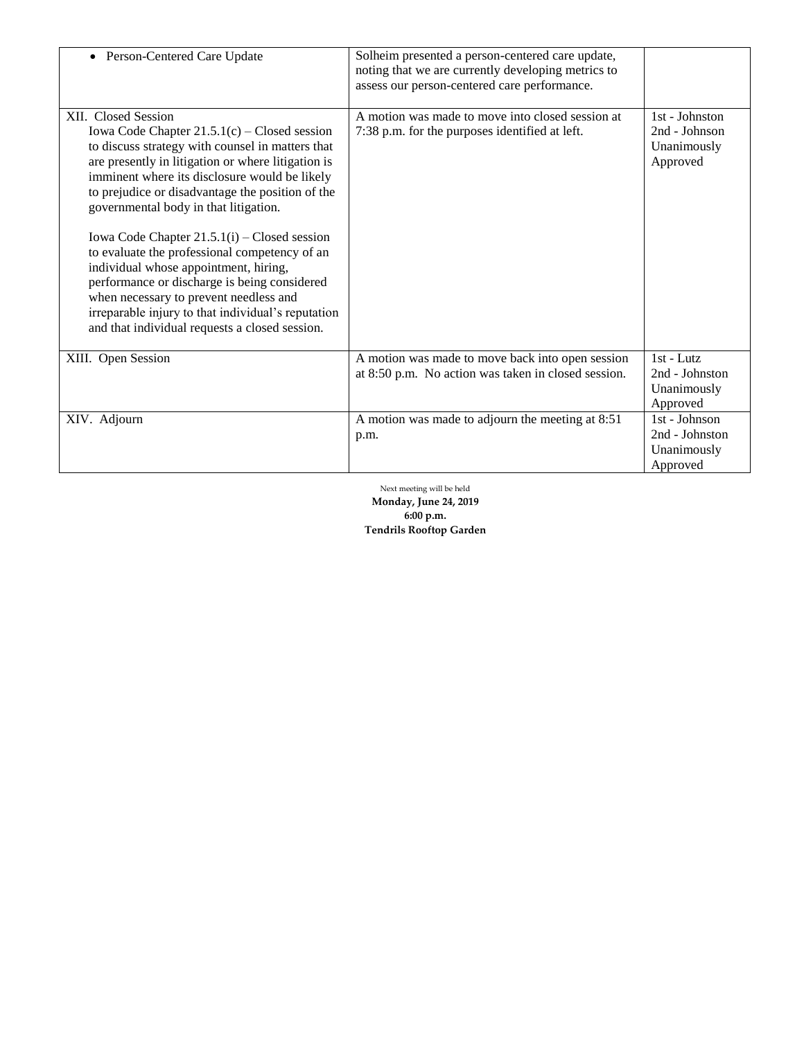| | | |
|---|---|---|
| • Person-Centered Care Update | Solheim presented a person-centered care update, noting that we are currently developing metrics to assess our person-centered care performance. | |
| XII. Closed Session<br>Iowa Code Chapter 21.5.1(c) – Closed session to discuss strategy with counsel in matters that are presently in litigation or where litigation is imminent where its disclosure would be likely to prejudice or disadvantage the position of the governmental body in that litigation.<br><br>Iowa Code Chapter 21.5.1(i) – Closed session to evaluate the professional competency of an individual whose appointment, hiring, performance or discharge is being considered when necessary to prevent needless and irreparable injury to that individual's reputation and that individual requests a closed session. | A motion was made to move into closed session at 7:38 p.m. for the purposes identified at left. | 1st - Johnston<br>2nd - Johnson<br>Unanimously Approved |
| XIII. Open Session | A motion was made to move back into open session at 8:50 p.m. No action was taken in closed session. | 1st - Lutz<br>2nd - Johnston<br>Unanimously Approved |
| XIV. Adjourn | A motion was made to adjourn the meeting at 8:51 p.m. | 1st - Johnson<br>2nd - Johnston<br>Unanimously Approved |

Next meeting will be held
**Monday, June 24, 2019**
**6:00 p.m.**
**Tendrils Rooftop Garden**